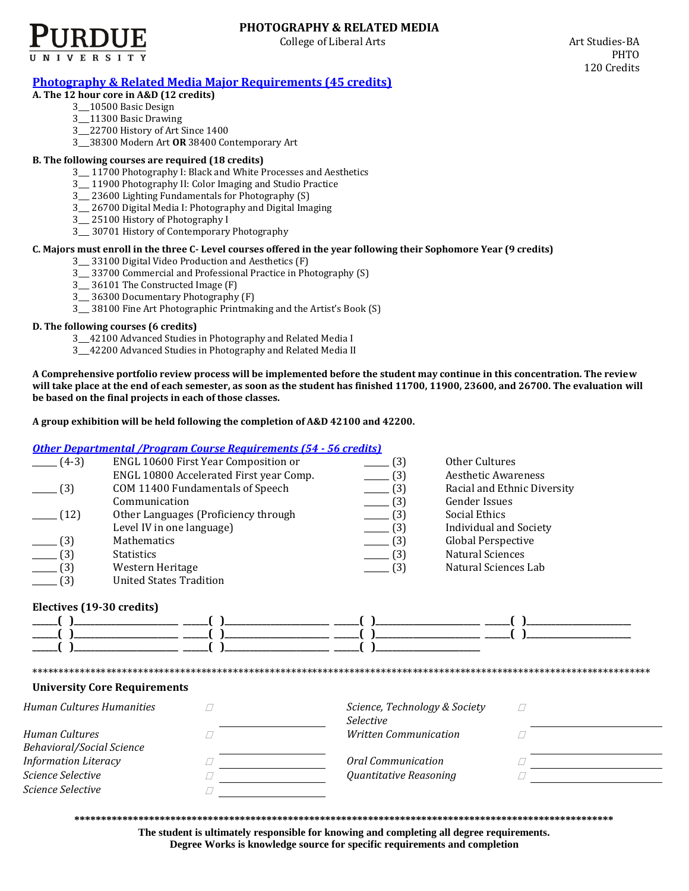PURDUE UNIVERSITY

# PHOTOGRAPHY & RELATED MEDIA

College of Liberal Arts

Art Studies-BA
PHTO
120 Credits

## Photography & Related Media Major Requirements (45 credits)

**A. The 12 hour core in A&D (12 credits)**

- 3__10500 Basic Design
- 3__11300 Basic Drawing
- 3__22700 History of Art Since 1400
- 3__38300 Modern Art **OR** 38400 Contemporary Art

**B. The following courses are required (18 credits)**

- 3__ 11700 Photography I: Black and White Processes and Aesthetics
- 3__ 11900 Photography II: Color Imaging and Studio Practice
- 3__ 23600 Lighting Fundamentals for Photography (S)
- 3__ 26700 Digital Media I: Photography and Digital Imaging
- 3__ 25100 History of Photography I
- 3__ 30701 History of Contemporary Photography

**C. Majors must enroll in the three C- Level courses offered in the year following their Sophomore Year (9 credits)**

- 3__ 33100 Digital Video Production and Aesthetics (F)
- 3__ 33700 Commercial and Professional Practice in Photography (S)
- 3__ 36101 The Constructed Image (F)
- 3__ 36300 Documentary Photography (F)
- 3__ 38100 Fine Art Photographic Printmaking and the Artist's Book (S)

**D. The following courses (6 credits)**

- 3__42100 Advanced Studies in Photography and Related Media I
- 3__42200 Advanced Studies in Photography and Related Media II

**A Comprehensive portfolio review process will be implemented before the student may continue in this concentration. The review will take place at the end of each semester, as soon as the student has finished 11700, 11900, 23600, and 26700. The evaluation will be based on the final projects in each of those classes.**

**A group exhibition will be held following the completion of A&D 42100 and 42200.**

## *Other Departmental /Program Course Requirements (54 - 56 credits)*

- _____ (4-3) ENGL 10600 First Year Composition or ENGL 10800 Accelerated First year Comp.
- _____ (3) COM 11400 Fundamentals of Speech Communication
- _____ (12) Other Languages (Proficiency through Level IV in one language)
- _____ (3) Mathematics
- _____ (3) Statistics
- _____ (3) Western Heritage
- _____ (3) United States Tradition
- _____ (3) Other Cultures
- _____ (3) Aesthetic Awareness
- _____ (3) Racial and Ethnic Diversity
- _____ (3) Gender Issues
- _____ (3) Social Ethics
- _____ (3) Individual and Society
- _____ (3) Global Perspective
- _____ (3) Natural Sciences
- _____ (3) Natural Sciences Lab

**Electives (19-30 credits)**

_____( )__________ _____( )__________ _____( )__________ _____( )__________
_____( )__________ _____( )__________ _____( )__________ _____( )__________
_____( )__________ _____( )__________ _____( )__________

**************************************************************************************************************

**University Core Requirements**

| | | | | | |
|---|---|---|---|---|---|
| *Human Cultures Humanities* | ☐ | __________ | *Science, Technology & Society Selective* | ☐ | __________ |
| *Human Cultures Behavioral/Social Science* | ☐ | __________ | *Written Communication* | ☐ | __________ |
| *Information Literacy* | ☐ | __________ | *Oral Communication* | ☐ | __________ |
| *Science Selective* | ☐ | __________ | *Quantitative Reasoning* | ☐ | __________ |
| *Science Selective* | ☐ | __________ | | | |

**************************************************************************************************************

**The student is ultimately responsible for knowing and completing all degree requirements.**
**Degree Works is knowledge source for specific requirements and completion**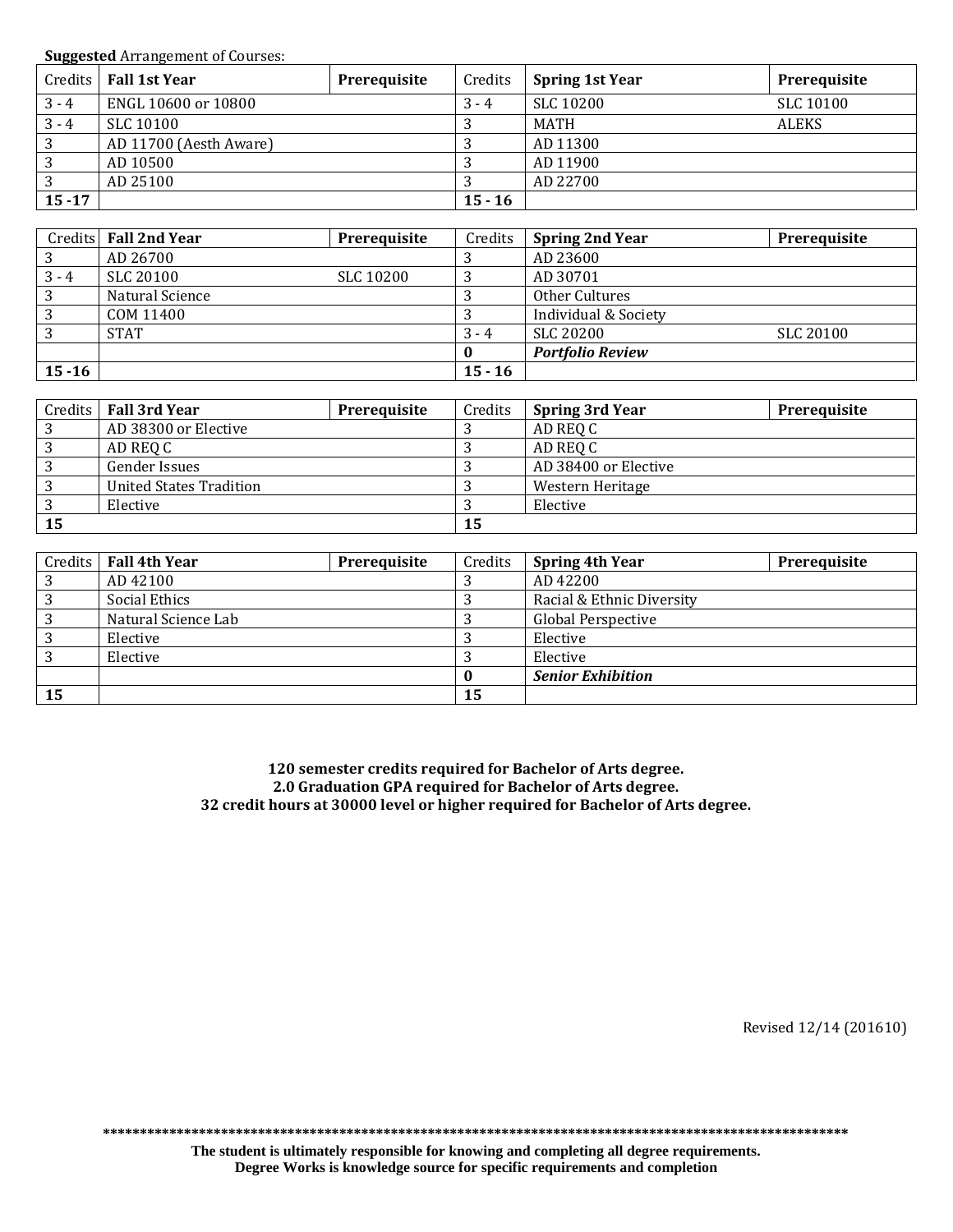**Suggested** Arrangement of Courses:

| Credits | Fall 1st Year | Prerequisite | Credits | Spring 1st Year | Prerequisite |
|---|---|---|---|---|---|
| 3 - 4 | ENGL 10600 or 10800 | | 3 - 4 | SLC 10200 | SLC 10100 |
| 3 - 4 | SLC 10100 | | 3 | MATH | ALEKS |
| 3 | AD 11700 (Aesth Aware) | | 3 | AD 11300 | |
| 3 | AD 10500 | | 3 | AD 11900 | |
| 3 | AD 25100 | | 3 | AD 22700 | |
| **15 -17** | | | **15 - 16** | | |

| Credits | Fall 2nd Year | Prerequisite | Credits | Spring 2nd Year | Prerequisite |
|---|---|---|---|---|---|
| 3 | AD 26700 | | 3 | AD 23600 | |
| 3 - 4 | SLC 20100 | SLC 10200 | 3 | AD 30701 | |
| 3 | Natural Science | | 3 | Other Cultures | |
| 3 | COM 11400 | | 3 | Individual & Society | |
| 3 | STAT | | 3 - 4 | SLC 20200 | SLC 20100 |
| | | | **0** | ***Portfolio Review*** | |
| **15 -16** | | | **15 - 16** | | |

| Credits | Fall 3rd Year | Prerequisite | Credits | Spring 3rd Year | Prerequisite |
|---|---|---|---|---|---|
| 3 | AD 38300 or Elective | | 3 | AD REQ C | |
| 3 | AD REQ C | | 3 | AD REQ C | |
| 3 | Gender Issues | | 3 | AD 38400 or Elective | |
| 3 | United States Tradition | | 3 | Western Heritage | |
| 3 | Elective | | 3 | Elective | |
| **15** | | | **15** | | |

| Credits | Fall 4th Year | Prerequisite | Credits | Spring 4th Year | Prerequisite |
|---|---|---|---|---|---|
| 3 | AD 42100 | | 3 | AD 42200 | |
| 3 | Social Ethics | | 3 | Racial & Ethnic Diversity | |
| 3 | Natural Science Lab | | 3 | Global Perspective | |
| 3 | Elective | | 3 | Elective | |
| 3 | Elective | | 3 | Elective | |
| | | | **0** | ***Senior Exhibition*** | |
| **15** | | | **15** | | |

**120 semester credits required for Bachelor of Arts degree.**
**2.0 Graduation GPA required for Bachelor of Arts degree.**
**32 credit hours at 30000 level or higher required for Bachelor of Arts degree.**

Revised 12/14 (201610)

**************************************************************************************************

**The student is ultimately responsible for knowing and completing all degree requirements.**
**Degree Works is knowledge source for specific requirements and completion**